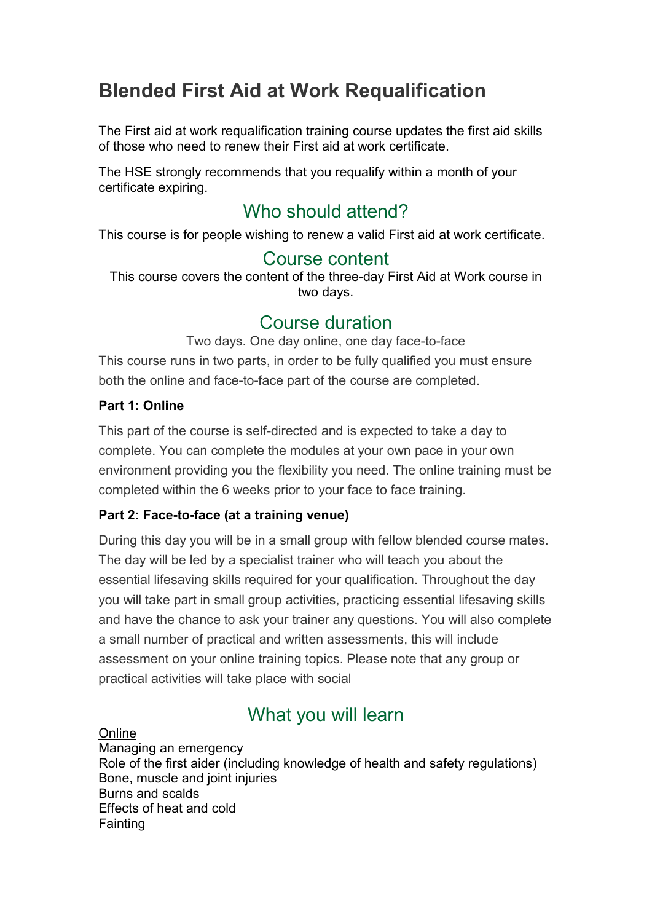# Blended First Aid at Work Requalification

The First aid at work requalification training course updates the first aid skills of those who need to renew their First aid at work certificate.

The HSE strongly recommends that you requalify within a month of your certificate expiring.

## Who should attend?

This course is for people wishing to renew a valid First aid at work certificate.

## Course content

This course covers the content of the three-day First Aid at Work course in two days.

## Course duration

Two days. One day online, one day face-to-face

This course runs in two parts, in order to be fully qualified you must ensure both the online and face-to-face part of the course are completed.

**Part 1: Online**

This part of the course is self-directed and is expected to take a day to complete. You can complete the modules at your own pace in your own environment providing you the flexibility you need. The online training must be completed within the 6 weeks prior to your face to face training.

**Part 2: Face-to-face (at a training venue)**

During this day you will be in a small group with fellow blended course mates. The day will be led by a specialist trainer who will teach you about the essential lifesaving skills required for your qualification. Throughout the day you will take part in small group activities, practicing essential lifesaving skills and have the chance to ask your trainer any questions. You will also complete a small number of practical and written assessments, this will include assessment on your online training topics. Please note that any group or practical activities will take place with social

## What you will learn

<u>Online</u>

Managing an emergency
Role of the first aider (including knowledge of health and safety regulations)
Bone, muscle and joint injuries
Burns and scalds
Effects of heat and cold
Fainting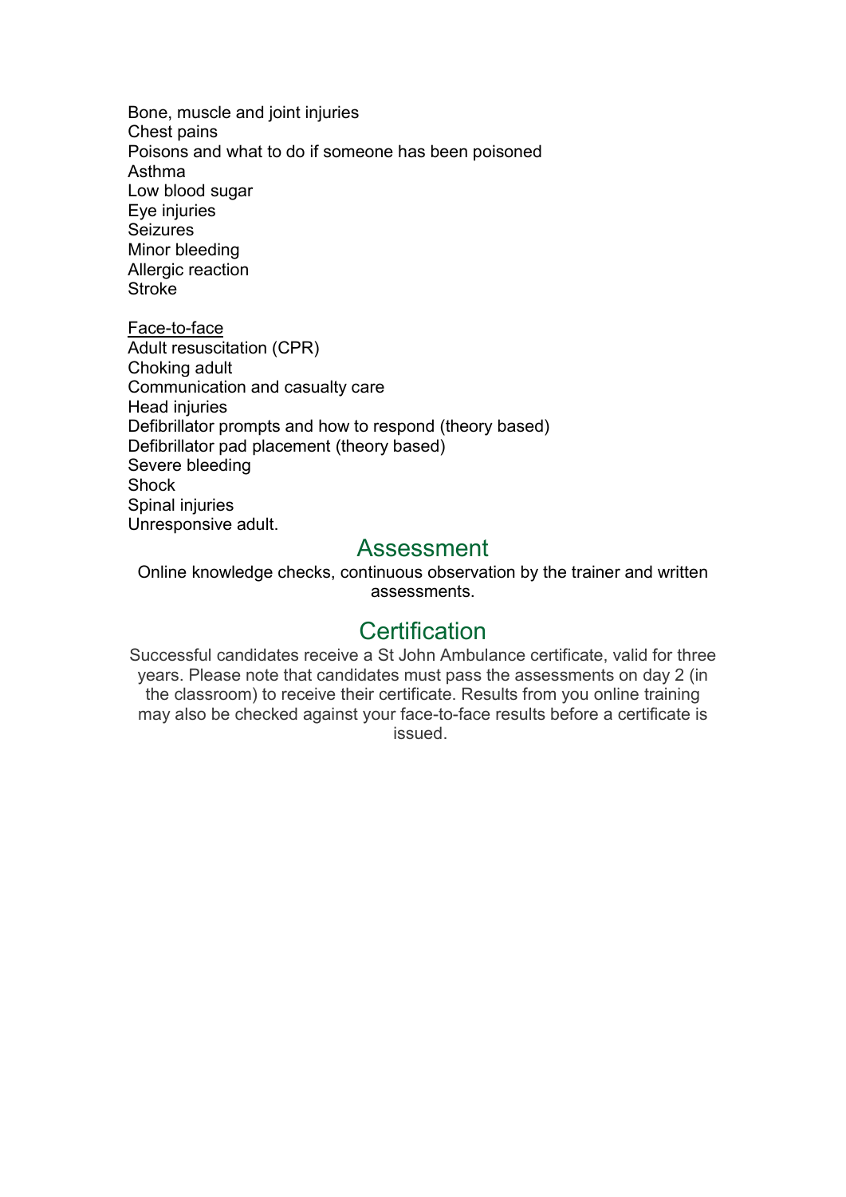Bone, muscle and joint injuries
Chest pains
Poisons and what to do if someone has been poisoned
Asthma
Low blood sugar
Eye injuries
Seizures
Minor bleeding
Allergic reaction
Stroke

Face-to-face
Adult resuscitation (CPR)
Choking adult
Communication and casualty care
Head injuries
Defibrillator prompts and how to respond (theory based)
Defibrillator pad placement (theory based)
Severe bleeding
Shock
Spinal injuries
Unresponsive adult.

## Assessment

Online knowledge checks, continuous observation by the trainer and written assessments.

## Certification

Successful candidates receive a St John Ambulance certificate, valid for three years. Please note that candidates must pass the assessments on day 2 (in the classroom) to receive their certificate. Results from you online training may also be checked against your face-to-face results before a certificate is issued.